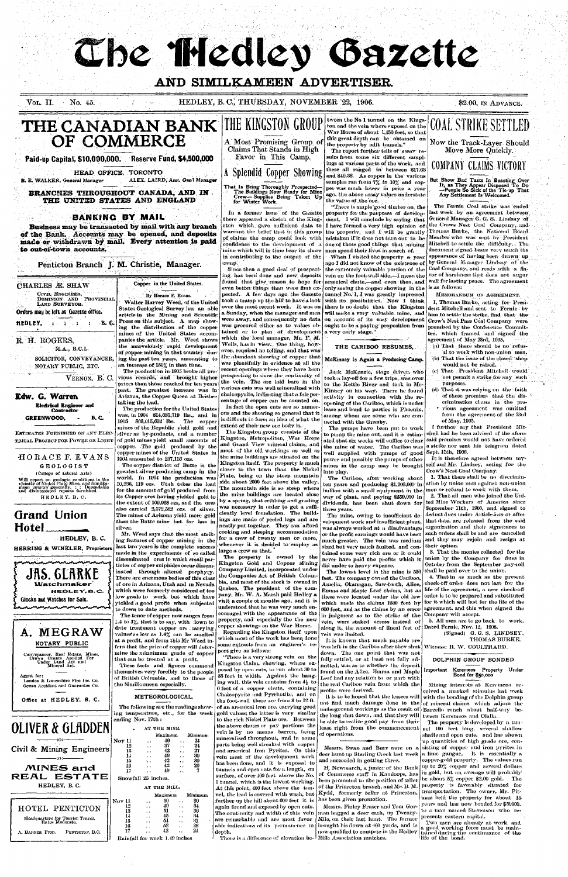# The Hedley Gazette

## AND SIMILKAMEEN ADVERTISER.

VOL. II. No. 45. HEDLEY, B. C., THURSDAY, NOVEMBER 22, 1906. $2.00, IN ADVANCE.

# THE CANADIAN BANK OF COMMERCE

**Paid-up Capital, $10,000,000. Reserve Fund, $4,500,000**

HEAD OFFICE, TORONTO

B. E. WALKER, General Manager — ALEX. LAIRD, Asst. Gen'l Manager

**BRANCHES THROUGHOUT CANADA, AND IN THE UNITED STATES AND ENGLAND**

### BANKING BY MAIL

**Business may be transacted by mail with any branch of the Bank. Accounts may be opened, and deposits made or withdrawn by mail. Every attention is paid to out-of-town accounts.**

Penticton Branch J. M. Christie, Manager.

---

**CHARLES Æ. SHAW**

CIVIL ENGINEER, DOMINION AND PROVINCIAL LAND SURVEYOR.

Orders may be left at Gazette Office.

HEDLEY, B. C.

---

**R. H. ROGERS,**

M.A., B.C.L.

SOLICITOR, CONVEYANCER, NOTARY PUBLIC, ETC.

VERNON, B. C.

---

**Edw. G. Warren**

Electrical Engineer and Contractor

GREENWOOD, B. C.

ESTIMATES FURNISHED ON ANY ELECTRICAL PROJECT FOR POWER OR LIGHT

---

**HORACE F. EVANS**

GEOLOGIST

(College of Liberal Arts)

Will report on geologic conditions in the vicinity of Nickel Plate Mine, and Similkameen country generally. : : Dependable and disinterested reports furnished.

HEDLEY, B. C.

---

**Grand Union Hotel**

HEDLEY, B. C.

HERRING & WINKLER, Proprietors

---

**JAS. CLARKE**

Watchmaker

HEDLEY, B.C.

Clocks and Watches for Sale.

---

**A. MEGRAW**

NOTARY PUBLIC

Conveyancer, Real Estate, Mines, Crown Grants Applied For Under Land Act and Mineral Act.

Agent for:
London & Lancashire Fire Ins. Co.
Ocean Accident and Guarantee Co.

Office at HEDLEY, B. C.

---

**OLIVER & GLADDEN**

Civil & Mining Engineers

MINES and REAL ESTATE

HEDLEY, B. C.

---

**HOTEL PENTICTON**

Headquarters for Tourist Travel. Rates Moderate.

A. BARNES, Prop. PENTICTON, B.C.

---

## Copper in the United States.

By Horace F. Evans.

Walter Harvey Weed, of the United States Geological Survey has an able article in the Mining and Scientific Press on this subject. A map showing the distribution of the copper mines of the United States accompanies the article. Mr. Weed shows the marvelously rapid development of copper mining in that country during the past ten years, amounting to an increase of 150% in that time.

The production in 1905 broke all previous records, and brought higher prices than those reached for ten years past. The greatest increase was in Arizona, the Copper Queen at Beisbee taking the lead.

The production for the United States was, in 1904 814,635,719 lbs., and in 1905 899,015,652 lbs. The copper mines of the Republic yield gold and silver as by-products, and a number of gold mines yield small amounts of copper. The gold produced by the copper mines of the United States in 1904 amounted to 237,110 ozs.

The copper district of Butte is the greatest silver producing camp in the world. In 1904 the production was 10,236, 119 ozs. Utah takes the lead for the amount of gold produced from its Copper ores having yielded gold to the extent of 169,968 ozs, and the ores also carried 2,572,582 ozs. of silver. The mines of Arizona yield more gold than the Butte mine but far less in silver.

Mr. Weed says that the most striking features of copper mining in the last two years is the complete success made in the experiments of so called disseminated ores in which small particles of copper sulphides occur disseminated through altered porphyry. There are enormous bodies of this class of ore in Arizona, Utah and in Nevada which were formerly considered of too low grade to work but which have yielded a good profit when subjected to down to date methods.

The tenor of copper now ranges from 1.4 to 3%, that is to say, with down to date treatment copper ore carrying values as low as 1.4% can be smelted at a profit, and from this Mr Weed infers that the price of copper will determine the minimum grade of copper that can be treated at a profit.

These facts and figures commend themselves very forcibly to the people of British Columbia, and to those of the Similkameen especially.

### METEOROLOGICAL.

The following are the readings showing temperature, etc., for the week ending Nov. 17th:

AT THE MINE.

| | Maximum | Minimum |
|---|---|---|
| Nov 11 | 40 | 24 |
| 12 | 37 | 24 |
| 13 | 42 | 27 |
| 14 | 40 | 30 |
| 15 | 42 | 30 |
| 16 | 42 | 20 |
| 17 | 40 | 7 |

Snowfall 25 inches.

AT THE MILL.

| | Maximum | Minimum |
|---|---|---|
| Nov 11 | 50 | 30 |
| 12 | 40 | 34 |
| 13 | 51 | 36 |
| 14 | 45 | 34 |
| 15 | 54 | 32 |
| 16 | 52 | 26 |
| 17 | 42 | 24 |

Rainfall for week 1.40 inches

---

# THE KINGSTON GROUP

## A Most Promising Group of Claims That Stands in High Favor in This Camp.

## A Splendid Copper Showing

### That Is Being Thoroughly Prospected—The Buildings Now Ready for Mine Crew—Supplies Being Taken Up for Winter Work.

In a former issue of the Gazette there appeared a sketch of the Kingston which gave sufficient data to warrant the belief that in this group of claims the camp could look with confidence to the development of a mine which will in time bear its share in contributing to the output of the camp.

Since then a good deal of prospecting has been done and new deposits found that give reason to hope for even better things than were first expected. A few days ago the Gazette took a tramp up the hill to have a look over the most recent work. It was on a Sunday, when the manager and men were away, and consequently no data was procured either as to values obtained or to plan of development which the local manager, Mr. F. M. Wells, has in view. One thing, however, required no telling, and that was the abundant showing of copper that was plentifully in evidence at all the recent openings where they have been prospecting to show the continuity of the vein. The ore laid bare in the various cuts was well mineralized with chalcopyrite, indicating that a fair percentage of copper can be counted on.

In fact the open cuts are so numerous and the showing so general that it is difficult to form an idea of what the extent of their new ore body is.

The Kingston group consists of the Kingston, Metropolitan, War Horse and Grand View mineral claims, and most of the old workings as well as the mine buildings are situated on the Kingston itself. The property is much closer to the town than the Nickel Plate, being on the steep mountain side about 2000 feet above the valley. The mountain side is so steep where the mine buildings are located close by a spring, that cribbing and grading was necessary in order to get a sufficiently level foundation. The buildings are made of peeled logs and are neatly put together. They can afford cooking and sleeping accommodation for a crew of twenty men or more, whenever it is decided to employ as large a crew as that.

The property is owned by the Kingston Gold and Copper Mining Company Limited, incorporated under the Companies Act of British Columbia, and most of the stock is owned in Quebec. The president of the company, Mr. W. A. Marsh paid Hedley a visit a couple of months ago, and it is understood that he was very much encouraged with the appearance of the property, and especially the the new copper showings on the War Horse.

Regarding the Kingston itself upon which most of the work has been done some extracts from an engineer's report give as follows:

"There is a very strong vein on the Kingston Claim, showing, where exposed by open cuts, to run about 30 to 35 feet in width. Against the hanging wall, this vein contains from 4½ to 6 feet of a copper chute, containing Chalcopyrite and Pyrrhotite, and on the foot-wall there are from 8 to 12 ft. of an arsenical iron ore, carrying good gold values; the latter is very similar to the rich Nickel Plate ore. Between the above chutes or pay portions the vein is by no means barren, being mineralized throughout, and in some parts being well streaked with copper and arsenical Iron Pyrites. On this vein most of the development work has been done, and it is exposed to tunnels and open cuts for a length, on surface, of over 400 feet above the No. 1 tunnel, which is the lowest working. At this point, 400 feet above the tunnel, the lead is covered with wash, but further up the hill about 900 feet it is again found and exposed by open cuts. The continuity and width of this vein are remarkable and are most favor able indications of its permanence in depth.

There is a difference of elevation between the No 1 tunnel on the Kingston and the vein where exposed on the War Horse of about 1,450 feet, so that this great depth can be obtained on the property by adit tunnels."

The report further tells of assay results from some six different samplings at various parts of the work, and these all ranged in between $17.03 and $40.88. As copper in the various samples ran from 7% to 10% and copper was much lower in price a year ago, the above assay values understate the value of the ore.

"There is ample good timber on the property for the purposes of development. I will conclude by saying that I have formed a very high opinion of the property, and I will be greatly mistaken if it does not turn out to be one of those good things that mining men spend their lives in search of.

When I visited the property a year ago I did not know of the existence of the extremely valuable portion of the vein on the foot-wall side,—I mean the arsenical chute,—and even then, and only seeing the copper showing in the tunnel No. 1, I was greatly impressed with its possibilities. Now I think there is no doubt that the Kingston will make a very valuable mine, and on account of its easy development ought to be a paying proposition from a very early stage."

### THE CARIBOO RESUMES,

**McKinney is Again a Producing Camp.**

Jack McKenzie, stage driver, who took a lay-off for a few trips, was over to the Kettle River and took in McKinney on his way. There he found activity in connection with the reopening of the Cariboo, which is under lease and bond to parties in Phoenix, among whom are some who are connected with the Granby.

The pumps have been put to work to pump the mine out, and it is estimated that six weeks will suffice to clear the mine of water. The Cariboo was well supplied with pumps of good power and possibly the pumps of other mines in the camp may be brought into play.

The Cariboo, after working about ten years and producing $1,700,000 in bullion with a small equipment in the way of plant, and paying $550,000 in dividends, has been shut down for three years.

The mine, owing to insufficient development work and insufficient plant, was always worked at a disadvantage or the profit earnings would have been much greater. The vein was medium sized but very much faulted, and contained some very rich ore or it could never have paid the profits which it did under so heavy expense.

The lowest level in the mine is 550 feet. The company owned the Cariboo, Amelia, Okanagan, Saw-tooth, Alice, Emma and Maple Leaf claims, but as these were located under the old law which made the claims 1500 feet by 600 feet, and as the claims by an error in judgment as to the strike of the vein, were staked across instead of along it, the amount of lineal feet of vein was limited.

It is known that much payable ore was left in the Cariboo after they shut down. The one point that was not fully settled, or at least not fully admitted, was as to whether the deposit found on the Alice, Emma and Maple Leaf had any relation to or part with the real Cariboo vein from which the profits were derived.

It is to be hoped that the lessees will not find much damage done to the underground workings as the result of the long shut down, and that they will be able to realize good pay from their lease right from the commencement of operations.

---

Messrs. Swan and Burr were on a deer hunt up Sterling Creek last week and succeeded in getting three.

H. Newmarch, a junior of the Bank of Commerce staff in Kamloops, has been promoted to the position of teller of the Princeton branch, and Mr. B. M. Kydd, formerly teller at Princeton, has been given promotion.

Messrs. Finley Fraser and Tom Gorman bagged a deer each, up Twenty-Mile, on their last hunt. The former brought his down at 400 yards, and is now qualified to compete in the Hedley Rifle Association matches.

---

# COAL STRIKE SETTLED

## Now the Track-Layer Should Move More Quickly.

## COMPANY CLAIMS VICTORY

### But Show Bad Taste In Boasting Over It, as They Appear Disposed To Do —People So Sick of the Tie-up That Any Settlement Is Welcomed.

The Fernie Coal strike was ended last week by an agreement between General Manager G. G. S. Lindsay of the Crows Nest Coal Company, and Thomas Burke, the National Board Member who was sent by President Mitchell to settle the difficulty. The document signed bears very much the appearance of having been drawn up by General Manager Lindsay of the Coal Company, and reads with a flavor of harshness that does not augur well for lasting peace. The agreement is as follows:

MEMORANDUM OF AGREEMENT.

I, Thomas Burke, acting for President Mitchell and sent to Fernie by him to settle the strike, find that the Crow's Nest Pass Coal Company were promised by the Conference Committee, which framed and signed the agreement of May 23rd, 1905,

(a) That there should be no refusal to work with non-union men.

(b) That the issue of the closed shop would not be raised.

(c) That President Mitchell would not permit a strike for any such purpose.

(d) That it was relying on the faith of these promises that the discrimination clause in the previous agreement was omitted from the agreement of the 23rd of May, 1905.

I further say that President Mitchell had he been advised of the aforesaid promises would not have ordered a strike nor sent his telegram dated Sept. 11th, 1906.

It is therefore agreed between myself and Mr. Lindsey, acting for the Crow's Nest Coal Company.

1. That there shall be no discrimination by union men against non-union men or refusal to work with them.

2. That all men who joined the United Mine Workers of America since September 11th, 1906, and signed to deduct dues under Article 5 on or after that date, are released from the said organization and their signatures to such orders shall be and are cancelled and they may rejoin and resign at their option.

3. That the monies collected for the union by the Company for dues in October from the September pay-roll shall be paid over to the union.

4. That in as much as the present check-off order does not last for the life of the agreement, a new check-off order is to be prepared and substituted for it which will last for the life of the agreement, and this when signed the Company will accept.

5. All men are to go back to work. Dated Fernie, Nov. 12, 1906.

(Signed) G. G. S. LINDSEY. THOMAS BURKE.

Witness: R. W. COULTHARD.

### DOLPHIN GROUP BONDED

**Important Keremeos Property Under Bond for $50,000**

Mining interests at Keremeos received a marked stimulus last week with the bonding of the Dolphin group of mineral claims which adjoin the Barcello ranch about half-way between Keremeos and Olalla.

The property is developed by a tunnel 100 feet long, several shallow shafts and open cuts, and has shown up quantities of high grade ore, consisting of copper and iron pyrites in a lime gangue. It is essentially a copper-gold property. The values run up to 20% copper and several dollars in gold, but an average will probably be about 5% copper $2.00 gold. The property is favorably situated for transportation. The owner, Mr. Pittman held the property for about 15 years and has now bonded for $50000. to a man named Stevenson who represents eastern capital.

Two men are already at work and a good working force must be maintained during the continuance of the life of the bond.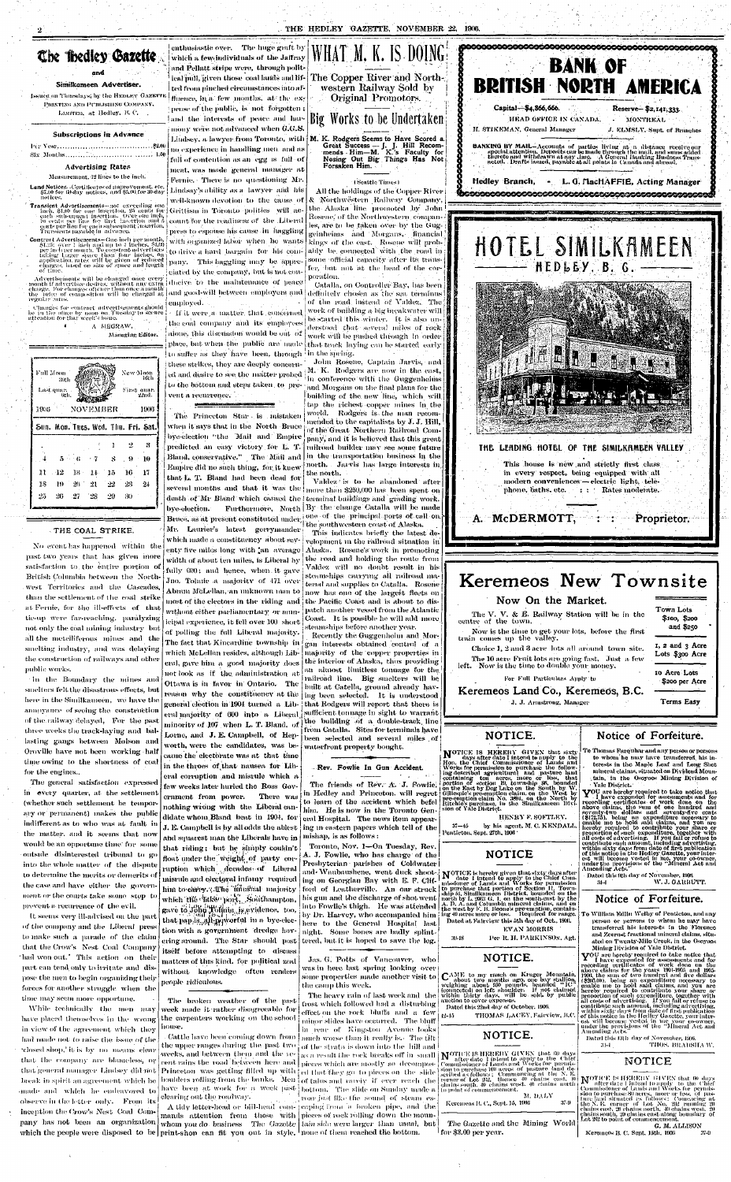# The Hedley Gazette

## and Similkameen Advertiser.

Issued on Thursdays, by the HEDLEY GAZETTE PRINTING AND PUBLISHING COMPANY, LIMITED, at Hedley, B. C.

### Subscriptions in Advance

Per Year.....................................$2.00
Six Months.................................. 1.00

### Advertising Rates

Measurement, 12 lines to the inch.

Land Notices—Certificates of improvement, etc. $7.00 for 60-day notices, and $5.00 for 30-day notices.

Transient Advertisements—not exceeding one inch, $1.00 for one insertion, 25 cents for each subsequent insertion. Over one inch, 10 cents per line for first insertion and 5 cents per line for each subsequent insertion. Transients payable in advance.

Contract Advertisements—One inch per month, $1.25; over 1 inch and up to 4 inches, $1.00 per inch per month. To constant advertisers taking larger space than four inches, on application, rates will be given of reduced charges, based on size of space and length of time.

Advertisements will be changed once every month if advertiser desires, without any extra charge. For changes oftener than once a month the price of composition will be charged at regular rates.

Changes for contract advertisements should be in the office by noon on Tuesday to secure attention for that week's issue.

A. MEGRAW, Managing Editor.

| Full Moon 30th | | | New Moon 16th | | | |
|---|---|---|---|---|---|---|
| Last quar. 9th | | | First quar. 22nd | | | |
| 1906 | | NOVEMBER | | | | 1906 |
| Sun. | Mon. | Tues. | Wed. | Thu. | Fri. | Sat. |
| | | | | 1 | 2 | 3 |
| 4 | 5 | 6 | 7 | 8 | 9 | 10 |
| 11 | 12 | 13 | 14 | 15 | 16 | 17 |
| 18 | 19 | 20 | 21 | 22 | 23 | 24 |
| 25 | 26 | 27 | 28 | 29 | 30 | |

## THE COAL STRIKE.

No event has happened within the past two years that has given more satisfaction to the entire portion of British Columbia between the Northwest Territories and the Cascades, than the settlement of the coal strike at Fernie, for the ill-effects of that tie-up were far-reaching, paralyzing not only the coal mining industry but all the metalliferous mines and the smelting industry, and was delaying the construction of railways and other public works.

In the Boundary the mines and smelters felt the disastrous effects, but here in the Similkameen, we have the annoyance of seeing the construction of the railway delayed. For the past three weeks the track-laying and ballasting gangs between Molson and Oroville have not been working half time owing to the shortness of coal for the engines.

The general satisfaction expressed in every quarter, at the settlement (whether such settlement be temporary or permanent) makes the public indifferent as to who was at fault in the matter, and it seems that now would be an opportune time for some outside disinterested tribunal to go into the whole matter of the dispute to determine the merits or demerits of the case and have either the government or the courts take some step to prevent a recurrence of the evil.

It seems very ill-advised on the part of the company and the Liberal press to make such a parade of the claim that the Crow's Nest Coal Company 'had won out.' This action on their part can tend only to irritate and dispose the men to begin organizing their forces for another struggle when the time may seem more opportune.

While technically the men may have placed themselves in the wrong in view of the agreement which they had made not to raise the issue of the 'closed shop,' it is by no means clear that the company are blameless, or that general manager Lindsey did not break in spirit an agreement which he made and which he endeavored to observe in the letter only. From its inception the Crow's Nest Coal Company has not been an organization which the people were disposed to be enthusiastic over. The huge graft by which a few individuals of the Jaffray and Pellatt stripe were, through political pull, given those coal lands and lifted from pinched circumstances into affluence, in a few months, at the expense of the public, is not forgotten; and the interests of peace and harmony were not advanced when G.G.S. Lindsey, a lawyer from Toronto, with no experience in handling men and as full of contention as an egg is full of meat, was made general manager at Fernie. There is no questioning Mr. Lindsey's ability as a lawyer and his well-known devotion to the cause of Grittism in Toronto politics will account for the readiness of the Liberal press to espouse his cause in haggling with organized labor when he wants to drive a hard bargain for his company. This haggling may be appreciated by the company, but is not conducive to the maintenance of peace and good-will between employers and employed.

If it were a matter that concerned the coal company and its employees alone, this discussion would be out of place, but when the public are made to suffer as they have been, through these strikes, they are deeply concerned and desire to see the matter probed to the bottom and steps taken to prevent a recurrence.

The Princeton Star is mistaken when it says that in the North Bruce bye-election "the Mail and Empire predicted an easy victory for L. T. Bland, conservative." The Mail and Empire did no such thing, for it knew that L. T. Bland had been dead for several months and that it was the death of Mr Bland which caused the bye-election. Furthermore, North Bruce, as at present constituted under Mr. Laurier's latest gerrymander which made a constituency about seventy-five miles long with an average width of about ten miles, is Liberal by fully 600; and hence, when it gave Jno. Tolmie a majority of 471 over Abram McLellan, an unknown man to most of the electors in the riding and without either parliamentary or municipal experience, it fell over 100 short of polling the full Liberal majority. The fact that Kincardine township in which McLellan resides, although Liberal, gave him a good majority does not look as if the administration at Ottawa is in favor in Ontario. The reason why the constituency at the general election in 1904 turned a Liberal majority of 600 into a Liberal minority of 107 when L. T. Bland, of Lorne, and J. E. Campbell, of Hepworth, were the candidates, was because the electorate was at that time in the throes of that nausea for Liberal corruption and misrule which a few weeks later buried the Ross Government from power. There was nothing wrong with the Liberal candidate whom Bland beat in 1904, for J. E. Campbell is by all odds the ablest and squarest man the Liberals have in that riding; but he simply couldn't float under the weight of party corruption which decades of Liberal misrule and electoral infamy required him to carry. The minimal majority which the "false" poll, Southampton, gave to John Tolmie, is evidence, too, that pap is all-powerful in a bye-election with a government dredge hovering around. The Star should post itself before attempting to discuss matters of this kind, for political zeal without knowledge often renders people ridiculous.

The broken weather of the past week made it rather disagreeable for the carpenters working on the school house.

Cattle have been coming down from the upper ranges during the past two weeks, and between them and the recent rains the road between here and Princeton was getting filled up with boulders rolling from the banks. Men have been at work for a week past clearing out the roadway.

A tidy letter-head or bill-head commands attention from those with whom you do business. The Gazette print-shop can fit you out in style.

# WHAT M. K. IS DOING

## The Copper River and North-western Railway Sold by Original Promotors.

## Big Works to be Undertaken

### M. K. Rodgers Seems to Have Scored a Great Success—J. J. Hill Recommends Him—M. K.'s Faculty for Nosing Out Big Things Has Not Forsaken Him.

(Seattle Times)

All the holdings of the Copper River & Northwestern Railway Company, the Alaska line promoted by John Rosene of the Northwestern companies, are to be taken over by the Guggenheims and Morgans, financial kings of the east. Rosene will probably be connected with the road in some official capacity after its transfer, but not at the head of the corporation.

Catalla, on Controller Bay, has been definitely chosen as the sea terminus of the road instead of Valdez. The work of building a big breakwater will be started this winter. It is also understood that several miles of rock work will be pushed through in order that track laying can be started early in the spring.

John Rosene, Captain Jarvis, and M. K. Rodgers are now in the east, in conference with the Guggenheims and Morgans on the final plans for the building of the new line, which will tap the richest copper mines in the world. Rodgers is the man recommended to the capitalists by J. J. Hill, of the Great Northern Railroad Company, and it is believed that this great railroad builder may see some future in the transportation business in the north. Jarvis has large interests in the north.

Valdez is to be abandoned after more than $250,000 has been spent on terminal buildings and grading work. By the change Catalla will be made one of the principal ports of call on the southwestern coast of Alaska.

This indicates briefly the latest development in the railroad situation in Alaska. Rosene's work in promoting the road and holding the route from Valdez will no doubt result in his steamships carrying all railroad material and supplies to Catalla. Rosene now has one of the largest fleets on the Pacific Coast and is about to dispatch another vessel from the Atlantic Coast. It is possible he will add more steamships before another year.

Recently the Guggenheim and Morgan interests obtained control of a majority of the copper properties in the interior of Alaska, thus providing an almost limitless tonnage for the railroad line. Big smelters will be built at Catalla, ground already having been selected. It is understood that Rodgers will report that there is sufficient tonnage in sight to warrant the building of a double-track line from Catalla. Sites for terminals have been selected and several miles of waterfront property bought.

## Rev. Fowlie In Gun Accident.

The friends of Rev. A. J. Fowlie, in Hedley and Princeton, will regret to learn of the accident which befel him. He is now in the Toronto General Hospital. The news item appearing in eastern papers which tell of the mishap, is as follows:

Toronto, Nov. 1—On Tuesday, Rev. A. J. Fowlie, who has charge of the Presbyterian parishes of Coldwater and Washauschene, went duck shooting on Georgian Bay with E. F. Clifford of Leatherville. An oar struck his gun and the discharge of shot went into Fowlie's thigh. He was attended by Dr. Harvey, who accompanied him here to the General Hospital last night. Some bones are badly splintered, but it is hoped to save the leg.

Jas. G. Potts of Vancouver, who was in here last spring looking over some properties made another visit to the camp this week.

The heavy rain of last week and the frost which followed had a disturbing effect on the rock bluffs and a few minor slides have occurred. The bluff in rear of Kingston Avenue looks much worse than it really is. The tilt of the strata is down into the hill and as a result the rock breaks off in small pieces which are mostly so decomposed that they go to pieces on the slide of talus and rarely if ever reach the bottom. The slide on Sunday made a roar just like the sound of steam escaping from a broken pipe, and the pieces of rock rolling down the mountain side were larger than usual, but none of them reached the bottom.

# BANK OF BRITISH NORTH AMERICA

Capital—$4,866,666. Reserve—$2,141,333.

HEAD OFFICE IN CANADA, MONTREAL

H. STIKEMAN, General Manager J. ELMSLY, Supt. of Branches

BANKING BY MAIL—Accounts of parties living at a distance receive our special attention. Deposits can be made through the mail, and sums added thereto and withdrawn at any time. A General Banking Business Transacted. Drafts issued, payable at all points in Canada and abroad.

Hedley Branch, L. G. MacHAFFIE, Acting Manager

# HOTEL SIMILKAMEEN

## HEDLEY, B. C.

THE LEADING HOTEL OF THE SIMILKAMEEN VALLEY

This house is new and strictly first class in every respect, being equipped with all modern conveniences—electric light, telephone, baths, etc. Rates moderate.

A. McDERMOTT, Proprietor.

# Keremeos New Townsite

## Now On the Market.

The V. V. & E. Railway Station will be in the centre of the town.

Now is the time to get your lots, before the first train comes up the valley.

Choice 1, 2 and 3 acre lots all around town site.

The 10 acre Fruit lots are going fast. Just a few left. Now is the time to double your money.

For Full Particulars Apply to

**Keremeos Land Co., Keremeos, B.C.**

J. J. Armstrong, Manager

Town Lots $100, $200 and $250

1, 2 and 3 Acre Lots $300 Acre

10 Acre Lots $200 per Acre

Terms Easy

## NOTICE.

NOTICE IS HEREBY GIVEN that sixty days after date I intend to apply to the Hon. the Chief Commissioner of Lands and Works for permission to purchase the following described agricultural and pasture land containing ten acres, more or less, that portion of section 26, township 88, bounded on the East by Dog Lake on the South by W. Gillespie's pre-emption claim, on the West by pre-emption claim No. 3891, on the North by Hibbard's purchase, in the Similkameen Division of Yale District.

HENRY F. SOFTLEY,
37-45 by his agent, M. C. KENDALL
Penticton, Sept. 27th, 1906.

## NOTICE

NOTICE is hereby given that sixty days after date I intend to apply to the Chief Commissioner of Lands and Works for permission to purchase that portion of Section 11, Township 21, Similkameen District, bounded on the north by L. 2063 G. 1, on the south-east by the A. D. A. and Columbia mineral claims, and on the west by F. R. Boone's pre-emption, containing 40 acres more or less. Required for ranche. Dated at Fairview this 4th day of Oct., 1906.

EVAN MORRIS
39-48 Per R. H. PARKINSON, Agt.

## NOTICE.

CAME to my ranch on Kruger Mountain, about two months ago, one bay stallion, weighing about 850 pounds, branded "IC" (connected) on left shoulder. If not claimed within thirty days, will be sold by public auction to cover expenses.

Dated this 22nd day of October, 1906.

43-45 THOMAS LACEY, Fairview, B.C.

## NOTICE.

NOTICE IS HEREBY GIVEN that 60 days after date I intend to apply to the Chief Commissioner of Lands and Works for permission to purchase 160 acres of pasture land described as follows: Commencing at the N. E. corner of Lot 352, thence 40 chains east, 40 chains south, 40 chains west, 40 chains north to point of commencement.

M. DALY
Keremeos B. C., Sept. 15, 1906 37-9

The Gazette and the Mining World for $3.00 per year.

## Notice of Forfeiture.

To Thomas Farquhar and any person or persons to whom he may have transferred his interests in the Maple Leaf and Long Shot mineral claims, situated on Dividend Mountain, in the Osoyoos Mining Division of Yale District.

YOU are hereby required to take notice that I have expended for assessments and for recording certificate of work done on the above claims, the sum of one hundred and seventy-five dollars and seventy-five cents ($175.75), being an expenditure necessary to enable me to hold said claims, and you are hereby required to contribute your share or proportion of such expenditure, together with all costs of advertising. If you fail or refuse to contribute such amount, including advertising, within sixty days from date of first publication of this notice in the Hedley Gazette, your interest will become vested in me, your co-owner, under the provisions of the "Mineral Act and Amending Acts."

Dated this 6th day of November, 1906.
31-4 W. J. GARROTT.

## Notice of Forfeiture.

To William Edlin Welby of Penticton, and any person or persons to whom he may have transferred his interest in the Florence and Zeered, fractional mineral claims, situated on Twenty-Mile Creek, in the Osoyoos Mining Division of Yale District.

YOU are hereby required to take notice that I have expended for assessments and for recording certificate of work done on the above claims for the years 1904-1905 and 1905-1906, the sum of two hundred and five dollars ($205.00), being an expenditure necessary to enable me to hold said claims, and you are hereby required to contribute your share or proportion of such expenditure, together with all costs of advertising. If you fail or refuse to contribute such amount, including advertising, within sixty days from date of first publication of this notice in the Hedley Gazette, your interest will become vested in me, your co-owner, under the provisions of the "Mineral Act and Amending Acts."

Dated this 13th day of November, 1906.
31-4 THOS. BRADSHAW.

## NOTICE

NOTICE IS HEREBY GIVEN that 60 days after date I intend to apply to the Chief Commissioner of Lands and Works for permission to purchase 80 acres, more or less, of pasture land situated as follows: Commencing at the N. E. corner of Lot No. 352 running 20 chains west, 40 chains north, 20 chains east, 20 chains south, 20 chains east along boundary of Lot 352 to point of commencement.

G. M. ALLISON
Keremeos B. C. Sept. 15th, 1906 37-9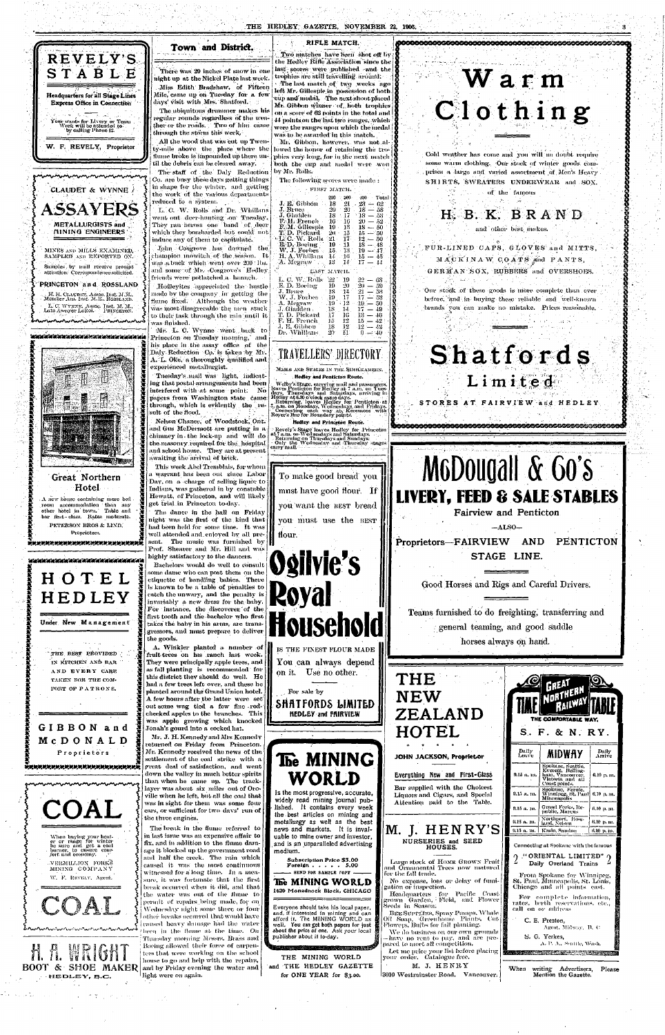## REVELY'S STABLE

**Headquarters for all Stage Lines**

**Express Office in Connection**

Your wants for Livery or Teams Week will be attended to by calling Phone 12.

W. F. REVELY, Proprietor

---

## CLAUDET & WYNNE

# ASSAYERS

METALLURGISTS and MINING ENGINEERS

MINES AND MILLS EXAMINED, SAMPLED AND REPORTED ON.

Samples by mail receive prompt attention. Correspondence solicited.

**PRINCETON and ROSSLAND**

H. H. CLAUDET, Assoc. Inst. M.M., Member Am. Inst. M.E., ROSSLAND.

L. C. WYNNE, Assoc. Inst. M.M., Late Assayer LeRoi. PRINCETON.

---

## Great Northern Hotel

A new house containing more bed room accommodation than any other hotel in town. Table and bar first-class. Rates moderate.

PETERSON BROS & LIND, Proprietors.

---

# HOTEL HEDLEY

Under New Management

THE BEST PROVIDED IN KITCHEN AND BAR AND EVERY CARE TAKEN FOR THE COMFORT OF PATRONS.

**GIBBON and McDONALD**

Proprietors

---

# COAL

When buying your heater or range for winter be sure and get a coal burner, to ensure comfort and economy.

VERMILLION FORKS MINING COMPANY

W. F. REVELY, Agent.

# COAL

---

# H. A. WRIGHT

**BOOT & SHOE MAKER**

HEDLEY, B.C.

---

## Town and District.

There was 20 inches of snow in one night up at the Nickel Plate last week.

Miss Edith Bradshaw, of Fifteen Mile, came up on Tuesday for a few days' visit with Mrs. Shatford.

The ubiquitous drummer makes his regular rounds regardless of the weather or the roads. Two of him came through the storm this week.

All the wood that was cut up Twenty-mile above the place where the flume broke is impounded up there until the debris can be cleared away.

The staff of the Daly Reduction Co. are busy these days getting things in shape for the winter, and getting the work of the various departments reduced to a system.

L. C. W. Rolls and Dr. Whillans went out deer-hunting on Tuesday. They ran across one band of deer which they bombarded but could not induce any of them to capitulate.

John Cosgrove has downed the champion mowitch of the season. It was a buck which went over 200 lbs. and some of Mr. Cosgrove's Hedley friends were rolled a haunch.

Hedleyites appreciated the hustle made by the company in getting the flume fixed. Although the weather was most disagreeable the men stuck to their task through the rain until it was finished.

Mr. L. C. Wynne went back to Princeton on Tuesday morning, and his place in the assay office of the Daly Reduction Co. is taken by Mr. A. L. Oke, a thoroughly qualified and experienced metallurgist.

Tuesday's mail was light, indicating that postal arrangements had been interfered with at some point. No papers from Washington state came through, which is evidently the result of the flood.

Nelson Chance, of Woodstock, Ont. and Gus McDermott are putting in a chimney in the lock-up and will do the masonry required for the hospital and school house. They are at present awaiting the arrival of brick.

This week Abel Tremblais, for whom a warrant has been out since Labor Day, on a charge of selling liquor to Indians, was gathered in by constable Hewatt, of Princeton, and will likely get trial in Princeton to-day.

The dance in the hall on Friday night was the first of the kind that had been held for some time. It was well attended and enjoyed by all present. The music was furnished by Prof. Shearer and Mr. Hill and was highly satisfactory to the dancers.

Bachelors would do well to consult some dame who can post them on the etiquette of handling babies. There is known to be a table of penalties to catch the unwary, and the penalty is invariably a new dress for the baby. For instance, the discoverer of the first tooth and the bachelor who first takes the baby in his arms, are transgressors, and must prepare to deliver the goods.

A. Winkler planted a number of fruit trees on his ranch last week. They were principally apple trees, and as fall planting is recommended for this district they should do well. He had a few trees left over, and these he planted around the Grand Union hotel. A few hours after the latter were set out some wag tied a few fine red-cheeked apples to the branches. This was apple growing which knocked Jonah's gourd into a cocked hat.

Mr. J. H. Kennedy and Mrs Kennedy returned on Friday from Princeton. Mr. Kennedy received the news of the settlement of the coal strike with a great deal of satisfaction, and went down the valley in much better spirits than when he came up. The track-layer was about six miles out of Oroville when he left, but all the coal that was in sight for them was some four cars, or sufficient for two days' run of the three engines.

The break in the flume referred to in last issue was an expensive affair to fix, and in addition to the flume damage it blocked up the government road and half the creek. The rain which caused it was the most continuous witnessed for long time. In a measure, it was fortunate that the first break occurred when it did, and that the water was out of the flume to permit of repairs being made, for on Wednesday night some three or four other breaks occurred that would have caused heavy damage had the water been in the flume at the time. On Thursday morning Messrs. Bass and Boeing allowed their force of carpenters that were working on the school house to go and help with the repairs, and by Friday evening the water and light were on again.

---

## RIFLE MATCH.

Two matches have been shot off by the Hedley Rifle Association since the last scores were published and the trophies are still travelling around.

The last match of two weeks ago left Mr. Gillespie in possession of both cup and medal. The next shoot placed Mr. Gibbon winner of both trophies on a score of 62 points in the total and 44 points on the last two ranges, which were the ranges upon which the medal was to be awarded in this match.

Mr. Gibbon, however, was not allowed the honor of retaining the trophies very long, for in the next match both the cup and medal were won by Mr. Rolls.

The following scores were made:

FIRST MATCH.

| | 200 | 300 | 400 | Total |
|---|---|---|---|---|
| J. E. Gibbon | 18 | 21 | 23 | 62 |
| J. Bruce | 20 | 20 | 18 | 58 |
| J. Gladden | 18 | 17 | 18 | 53 |
| F. H. French | 16 | 16 | 20 | 52 |
| F. M. Gillespie | 19 | 13 | 18 | 50 |
| T. D. Pickard | 20 | 15 | 15 | 50 |
| L. C. W. Rolls | 21 | 17 | 12 | 50 |
| E. D. Boeing | 19 | 11 | 18 | 48 |
| W. J. Forbes | 15 | 13 | 19 | 47 |
| H. A. Whillans | 14 | 16 | 15 | 45 |
| A. Megraw | 13 | 14 | 17 | 44 |

LAST MATCH.

| | 200 | 300 | 400 | Total |
|---|---|---|---|---|
| L. C. W. Rolls | 22 | 19 | 22 | 63 |
| E. D. Boeing | 19 | 20 | 20 | 59 |
| J. Bruce | 18 | 14 | 21 | 53 |
| W. J. Forbes | 19 | 17 | 17 | 53 |
| A. Megraw | 19 | 12 | 19 | 50 |
| J. Gladden | 18 | 14 | 17 | 49 |
| T. D. Pickard | 17 | 16 | 13 | 46 |
| F. H. French | 15 | 12 | 15 | 42 |
| J. E. Gibbon | 18 | 12 | 12 | 42 |
| Dr. Whillans | 20 | 11 | 9 | 40 |

---

## TRAVELLERS' DIRECTORY

MAILS AND STAGES IN THE SIMILKAMEEN.

**Hedley and Penticton Route.**

Welby's Stage, carrying mail and passengers, leaves Penticton for Hedley at 7 a.m. on Tuesdays, Thursdays and Saturdays, arriving in Hedley at 6.30 o'clock same days. Returning, leaves Hedley for Penticton at 7 a.m. on Mondays, Wednesdays and Fridays. Connecting each way at Keremeos with Boyer's Stage for Boundary points.

**Hedley and Princeton Route.**

Revely's Stage leaves Hedley for Princeton at 7 a.m. on Wednesdays and Saturdays. Returning on Thursdays and Sundays. Only the Wednesday and Thursday stages carry mail.

---

To make good bread you must have good flour. If you want the BEST bread you must use the BEST flour.

# Ogilvie's Royal Household

IS THE FINEST FLOUR MADE

You can always depend on it. Use no other.

For sale by

**SHATFORDS LIMITED**

HEDLEY and FAIRVIEW

---

# The MINING WORLD

Is the most progressive, accurate, widely read mining journal published. It contains every week the best articles on mining and metallurgy as well as the best news and markets. It is invaluable to mine owner and investor, and is an unparalleled advertising medium.

Subscription Price $3.00
Foreign . . . . . 5.00

— SEND FOR SAMPLE COPY —

**The MINING WORLD**

1420 Monadnock Block, CHICAGO

Everyone should take his local paper, and, if interested in mining and can afford it, The MINING WORLD as well. You can get both papers for just about the price of one. Ask your local publisher about it to-day.

THE MINING WORLD and THE HEDLEY GAZETTE for ONE YEAR for $3.00.

---

# Warm Clothing

Cold weather has come and you will no doubt require some warm clothing. Our stock of winter goods comprises a large and varied assortment of Men's Heavy SHIRTS, SWEATERS UNDERWEAR and SOX, of the famous

## H. B. K. BRAND

and other best makes.

FUR-LINED CAPS, GLOVES and MITTS, MACKINAW COATS and PANTS, GERMAN SOX, RUBBERS and OVERSHOES.

Our stock of these goods is more complete than ever before, and in buying these reliable and well-known brands you can make no mistake. Prices reasonable.

# Shatfords Limited

STORES AT FAIRVIEW and HEDLEY

---

# McDougall & Co's

## LIVERY, FEED & SALE STABLES

**Fairview and Penticton**

—ALSO—

**Proprietors—FAIRVIEW AND PENTICTON STAGE LINE.**

Good Horses and Rigs and Careful Drivers.

Teams furnished to do freighting, transferring and general teaming, and good saddle horses always on hand.

---

# THE NEW ZEALAND HOTEL

**JOHN JACKSON, Proprietor**

**Everything New and First-Class**

Bar supplied with the Choicest Liquors and Cigars, and Special Attention paid to the Table.

---

## M. J. HENRY'S

NURSERIES and SEED HOUSES.

Large stock of HOME GROWN Fruit and Ornamental Trees now matured for the fall trade.

No expense, loss or delay of fumigation or inspection.

Headquarters for Pacific Coast grown Garden, Field, and Flower Seeds in Season.

BEE SUPPLIES, Spray Pumps, Whale Oil Soap, Greenhouse Plants, Cut Flowers, Bulbs for fall planting.

We do business on our own grounds—have no rent to pay, and are prepared to meet all competition.

Let me price your list before placing your order. Catalogue free.

M. J. HENRY

3010 Westminster Road, Vancouver.

---

## GREAT NORTHERN RAILWAY TIME TABLE

THE COMFORTABLE WAY.

**S. F. & N. RY.**

| Daily Leave | MIDWAY | Daily Arrive |
|---|---|---|
| 9.15 a. m. | Spokane, Seattle, Everett, Bellingham, Vancouver, Victoria and all Coast points. | 6.10 p. m. |
| 9.15 a. m. | Spokane, Fernie, Winnipeg, St. Paul, Minneapolis | 6.10 p. m. |
| 9.15 a. m. | Grand Forks, Republic, Marcus | 6.10 p. m. |
| 9.15 a. m. | Northport, Rossland, Nelson | 6.10 p. m. |
| 9.15 a. m. | Kaslo, Sandon | 6.10 p. m. |

Connecting at Spokane with the famous

2 "ORIENTAL LIMITED" 2
Daily Overland Trains

From Spokane for Winnipeg, St. Paul, Minneapolis, St. Louis, Chicago and all points east.

For complete information, rates, berth reservations, etc., call on or address

C. E. Preston,
Agent, Midway, B. C.

S. G. Yerkes,
A. P. A., Seattle, Wash.

When writing Advertisers, Please Mention the Gazette.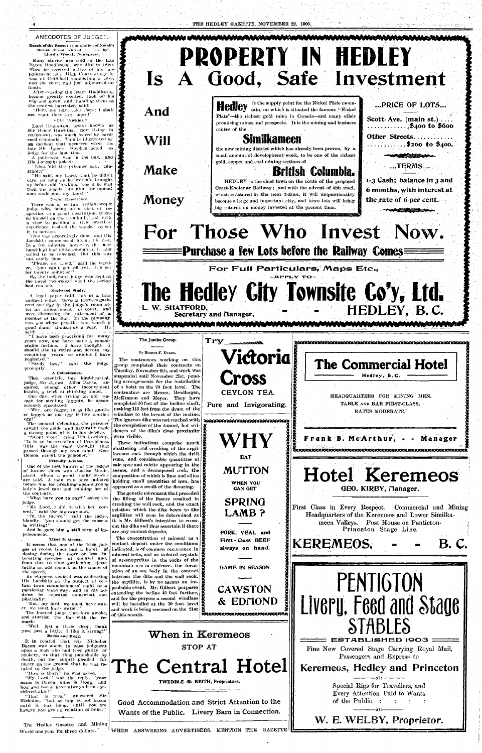## ANECDOTES OF JUDGES

**Result of the Recent Compilation of Notable Stories From Varied Sources by Lloyd's Weekly Newspaper.**

Many stories are told of the late Baron Huddleston, who died in 1890. When he received notice of his appointment as a High Court judge he was at Guildhall conducting a case, and the court had just adjourned for lunch.

After reading the letter Huddleston became greatly excited, took off his wig and gown, and, handing them to the nearest barrister, said:

"Here, my boy, take these; I shall not want them any more!"

**Old "Awkins."**

Lord Brampton, better known as Sir Henry Hawkins, now living in retirement, was much feared by hardened criminals. This is illustrated by an incident that occurred when the late Sir James Stephen acted as judge for the last time.

A policeman was in the box, and His Lordship asked:

"What did the prisoner say, constable?"

"He said, my Lord, that he didn't care, as long as he weren't brought up before old 'Awkins, 'cos if he was then the angels 'elp him, for mortal man could not, my Lord!"

**Useful Experience.**

There was a certain philanthropic judge who, being on a visit of inspection to a penal institution, trusted himself on the treadmill, and, with a view to gaining a little practical experience, desired the warder to set it in motion.

This was accordingly done, and His Lordship commenced lifting his feet. In a few minutes, however, the new hand had had quite enough of it, and called to be released. But this was not easily done.

"Please, my Lord," said the warder, "you can't get off yet. It's set for twenty minutes!"

So the indignant judge was kept at the novel "exercise" until the period had run out.

**Neglected Study.**

A legal paper told this of a late eminent judge. Several lawyers gathered one day in the judge's room after an adjournment of court, and were discussing the retirement of a member of the Bar. In the company was one whose practice was worth a good many thousands a year. He said:

"I have been practising for many years now, and have made a considerable fortune. I have thought I should like to retire and devote my remaining years to studies I have neglected."

"Study law," said the judge promptly.

**A Coincidence.**

That eccentric, but kind-hearted, judge, Sir James Allen Parke, acquired, among other inconvenient habits, a trick of thinking aloud.

One day, when trying an old woman for stealing faggots, he unconsciously ejaculated:

"Why, one faggot is as like another faggot as one egg is like another egg!"

The counsel defending the prisoner caught the aside, and naturally made a strong point of it in his defence.

"Stop! stop!" cried His Lordship. "It is an intervention of Providence. This was the very thought that passed through my own mind! Gentlemen, acquit the prisoner."

**Friendly Advice.**

One of the best known of the judges of former times was Justice Maule, about whom a great many stories are told. A man was once indicted before him for breaking open a young lady's jewel case and robbing her of the contents.

"What have you to say?" asked the judge.

"My Lord, I did it with her consent," said the highwayman.

"In the future," said the judge, blandly, "you should get the consent in writing!"

And he gave him a stiff term of imprisonment.

**Liked It Strong.**

It seems that one of the Irish judges of recent times had a habit of dozing during the more or less interesting speeches of counsel, and, from time to time awakening, ejaculating an odd remark in the course of the speech.

An eloquent counsel was addressing His Lordship on the subject of certain town commissioners' right to a particular waterway, and in his address he repeated somewhat emphatically:

"But, my lord, we must have water, we must have water."

The learned judge therefore awoke, and startled the Bar with the remark:

"Well, just a little drop, thank you, just a little. I like it strong!"

**Bacon and Hogg.**

It is related that Sir Nicholas Bacon was about to pass judgment upon a man who had been guilty of robbery, at that time punishable by death, but the culprit pleaded for mercy on the ground that he was related to the judge.

"How is that?" he was asked.

"My Lord," was the reply, "your name is Bacon, mine is Hogg, and hog and bacon have always been considered akin!"

"That is true," answered Sir Nicholas, "but as hog is not bacon until it has hung, until you are hanged you are no relation of mine."

The Hedley Gazette and Mining World one year for three dollars.

---

# PROPERTY IN HEDLEY
# Is A Good, Safe Investment

**And Will Make Money**

**Hedley** is the supply point for the Nickel Plate mountain, on which is situated the famous "Nickel Plate"—the richest gold mine in Canada—and many other promising mines and prospects. It is the mining and business centre of the

**Similkameen**

the new mining district which has already been proven, by a small amount of development work, to be one of the richest gold, copper and coal mining sections of

**British Columbia.**

HEDLEY is the chief town on the route of the proposed Coast-Kootenay Railway; and with the advent of this road, which is assured in the near future, it will unquestionably become a large and important city, and town lots will bring big returns on money invested at the present time.

**...PRICE OF LOTS...**

Scott Ave. (main st.) .... ............$400 to $600

Other Streets............ ............$200 to $400.

**....TERMS....**

1-3 Cash; balance in 3 and 6 months, with interest at the rate of 6 per cent.

# For Those Who Invest Now.

**Purchase a few Lots before the Railway Comes**

For Full Particulars, Maps Etc., —APPLY TO—

# The Hedley City Townsite Co'y, Ltd.

L. W. SHATFORD, Secretary and Manager, — — HEDLEY, B. C.

---

## The Jumbo Group.

By Horace F. Evans.

The contractors working on this group completed their contracts on Tuesday, November 6th, and work was suspended until November 21st, pending arrangements for the installation of a hoist on the 70 foot level. The contractors are Messrs. Brodhagen, McKinnon and Meyer. They have completed 50 feet of the incline shaft, making 115 feet from the drum of the windlass to the breast of the incline. The igneous dike was not reached with the completion of the tunnel, but evidences of the dike's close proximity were visible.

These indications comprise much shattering and crushing of the argillaceous rock through which the drift runs, and considerable quantities of calc spar and calcite appearing in the seams, and a decomposed rock, the composition of which is lime and silica holding small quantities of iron, has appeared as a result of the fissuring.

The genetic movement that preceded the filling of the fissure resulted in crushing the wall rock, and the exact relation which the dike bears to the argillites will soon be determined as it is Mr. Gilbert's intention to crosscut the dike and thus ascertain if there are any contact deposits.

The concentration of mineral as a contact deposit under the conditions indicated, is of common occurrence in mineral belts, and as isolated crystals of arsenopyrites in the rocks of the mountain are in evidence, the formation of an ore body in the contact between the dike and the wall rock, the argillite, is by no means an improbable event. Mr. Gilbert purposes extending the incline 40 feet further, and for the purpose a second windlass will be installed at the 70 foot level and work is being resumed on the 21st of this month.

---

Try

# Victoria Cross

CEYLON TEA.

Pure and Invigorating.

---

# WHY

EAT

**MUTTON**

WHEN YOU CAN GET

**SPRING LAMB ?**

PORK, VEAL and First-Class BEEF always on hand.

GAME IN SEASON

**CAWSTON & EDMOND**

---

## The Commercial Hotel

Hedley, B. C.

HEADQUARTERS FOR MINING MEN.
TABLE AND BAR FIRST-CLASS.
RATES MODERATE.

Frank B. McArthur, - - Manager

---

# Hotel Keremeos

GEO. KIRBY, Manager.

First Class in Every Respect. Commercial and Mining Headquarters of the Keremeos and Lower Similkameen Valleys. Post House on Penticton-Princeton Stage Line.

**KEREMEOS, — — B. C.**

---

When in Keremeos
STOP AT

# The Central Hotel

TWEDDLE & REITH, Proprietors.

Good Accommodation and Strict Attention to the Wants of the Public. Livery Barn in Connection.

---

# PENTICTON Livery, Feed and Stage STABLES

ESTABLISHED 1903

Fine New Covered Stage Carrying Royal Mail, Passengers and Express to

**Keremeos, Hedley and Princeton**

Special Rigs for Travellers, and Every Attention Paid to Wants of the Public.

**W. E. WELBY, Proprietor.**

---

WHEN ANSWERING ADVERTISERS, MENTION THE GAZETTE